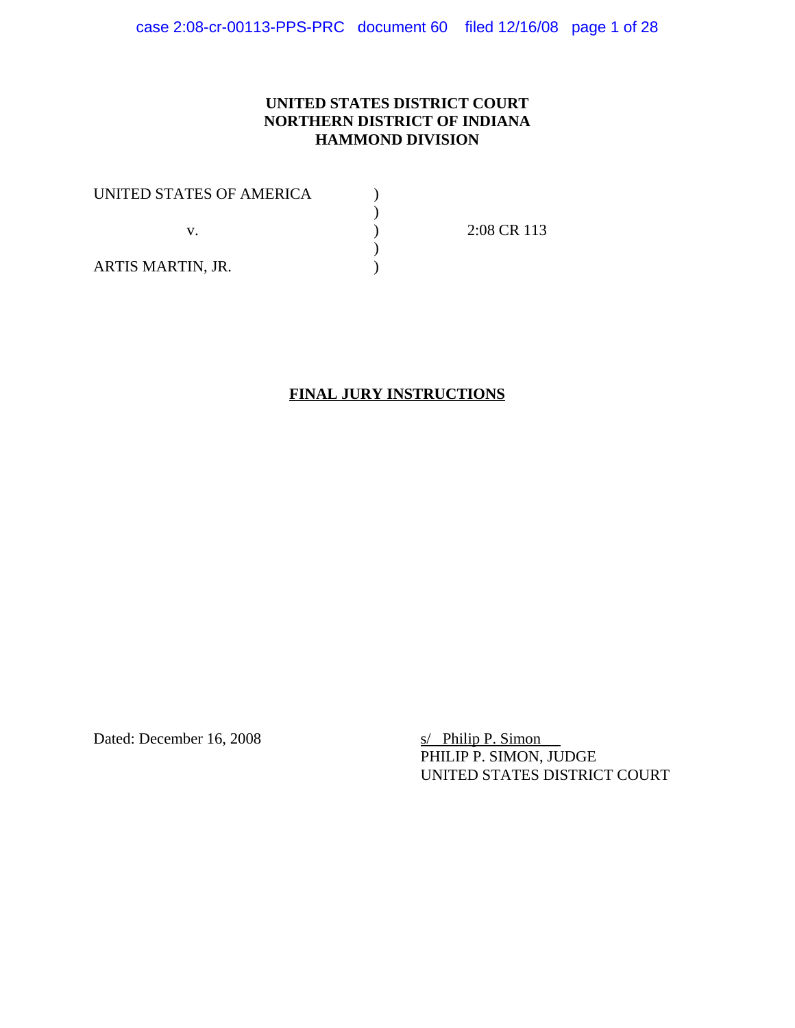**UNITED STATES DISTRICT COURT**
**NORTHERN DISTRICT OF INDIANA**
**HAMMOND DIVISION**

| | | |
|---|---|---|
| UNITED STATES OF AMERICA | ) | |
| | ) | |
| v. | ) | 2:08 CR 113 |
| | ) | |
| ARTIS MARTIN, JR. | ) | |

**FINAL JURY INSTRUCTIONS**

Dated: December 16, 2008

s/ Philip P. Simon
PHILIP P. SIMON, JUDGE
UNITED STATES DISTRICT COURT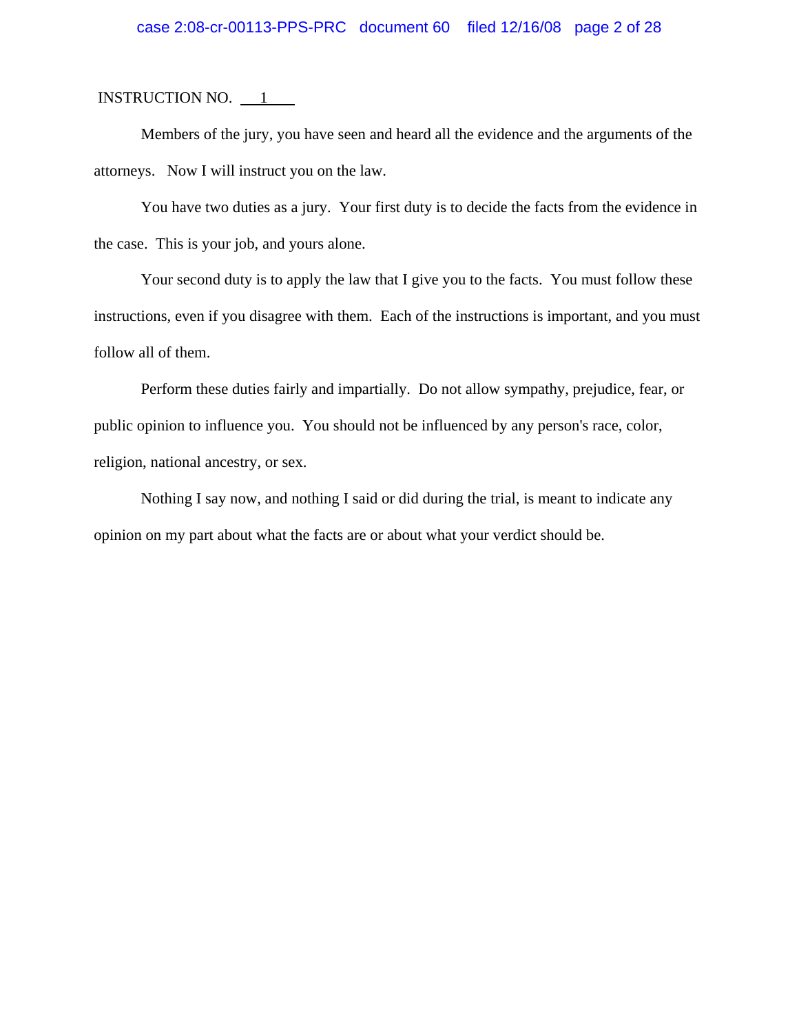INSTRUCTION NO. 1

Members of the jury, you have seen and heard all the evidence and the arguments of the attorneys. Now I will instruct you on the law.

You have two duties as a jury. Your first duty is to decide the facts from the evidence in the case. This is your job, and yours alone.

Your second duty is to apply the law that I give you to the facts. You must follow these instructions, even if you disagree with them. Each of the instructions is important, and you must follow all of them.

Perform these duties fairly and impartially. Do not allow sympathy, prejudice, fear, or public opinion to influence you. You should not be influenced by any person's race, color, religion, national ancestry, or sex.

Nothing I say now, and nothing I said or did during the trial, is meant to indicate any opinion on my part about what the facts are or about what your verdict should be.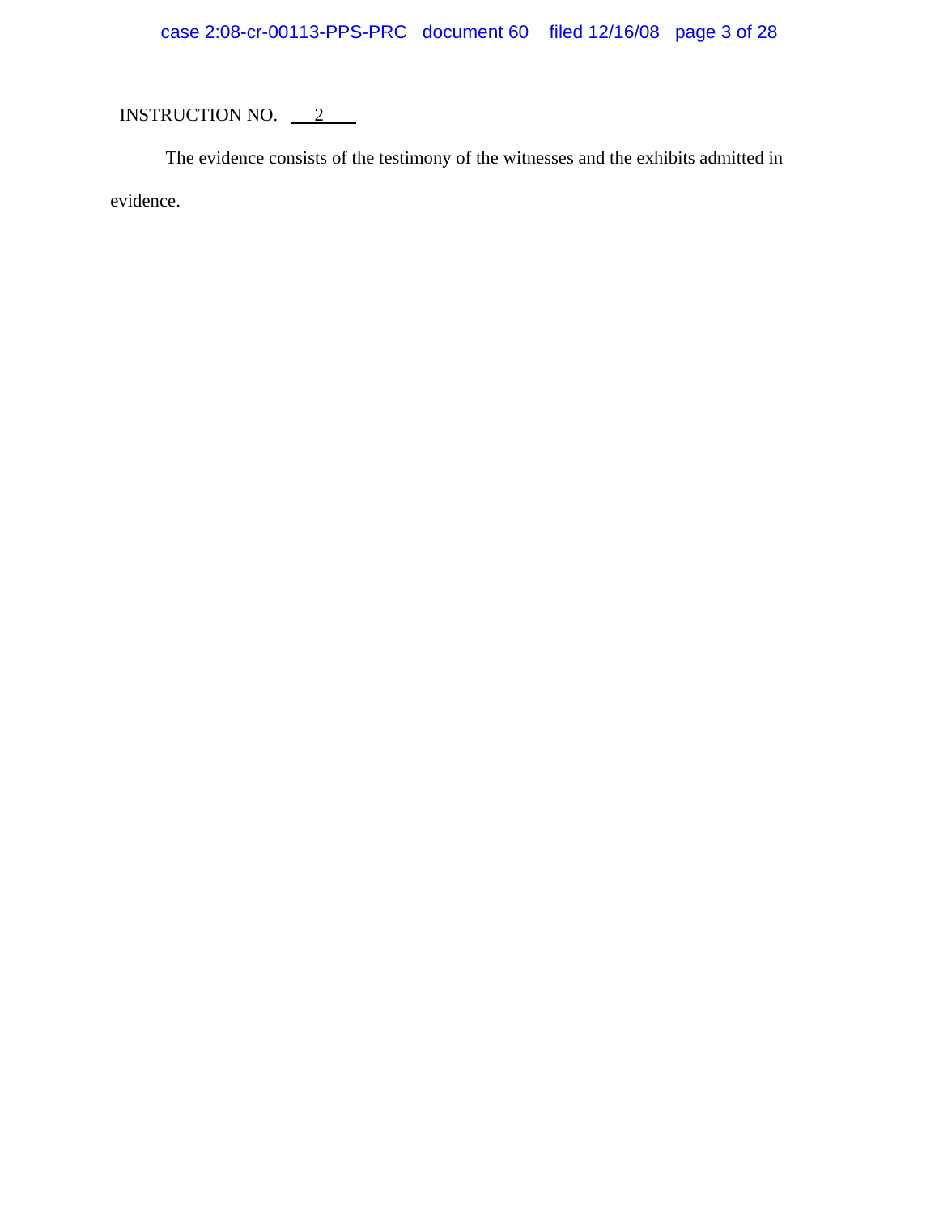INSTRUCTION NO. 2

The evidence consists of the testimony of the witnesses and the exhibits admitted in evidence.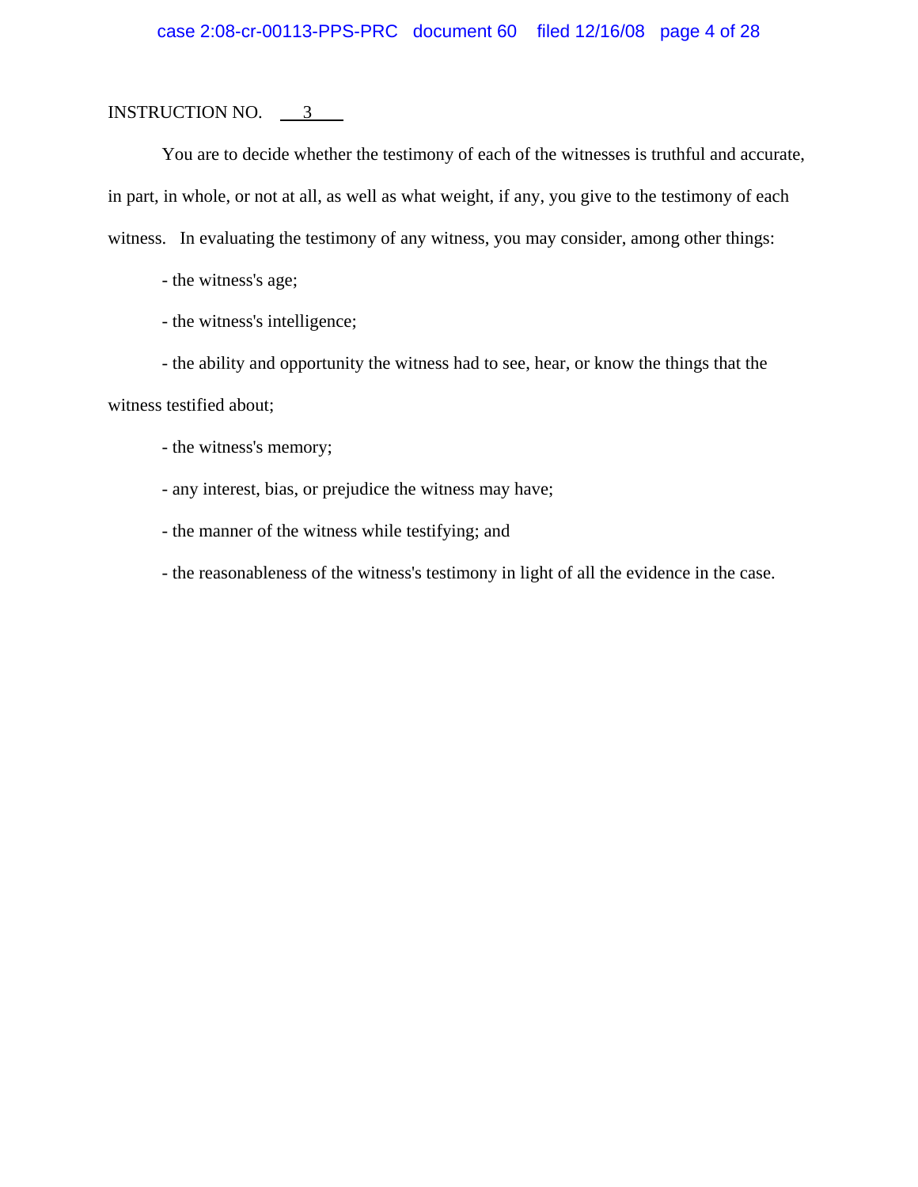INSTRUCTION NO. 3

You are to decide whether the testimony of each of the witnesses is truthful and accurate, in part, in whole, or not at all, as well as what weight, if any, you give to the testimony of each witness. In evaluating the testimony of any witness, you may consider, among other things:

- the witness's age;
- the witness's intelligence;
- the ability and opportunity the witness had to see, hear, or know the things that the witness testified about;
- the witness's memory;
- any interest, bias, or prejudice the witness may have;
- the manner of the witness while testifying; and
- the reasonableness of the witness's testimony in light of all the evidence in the case.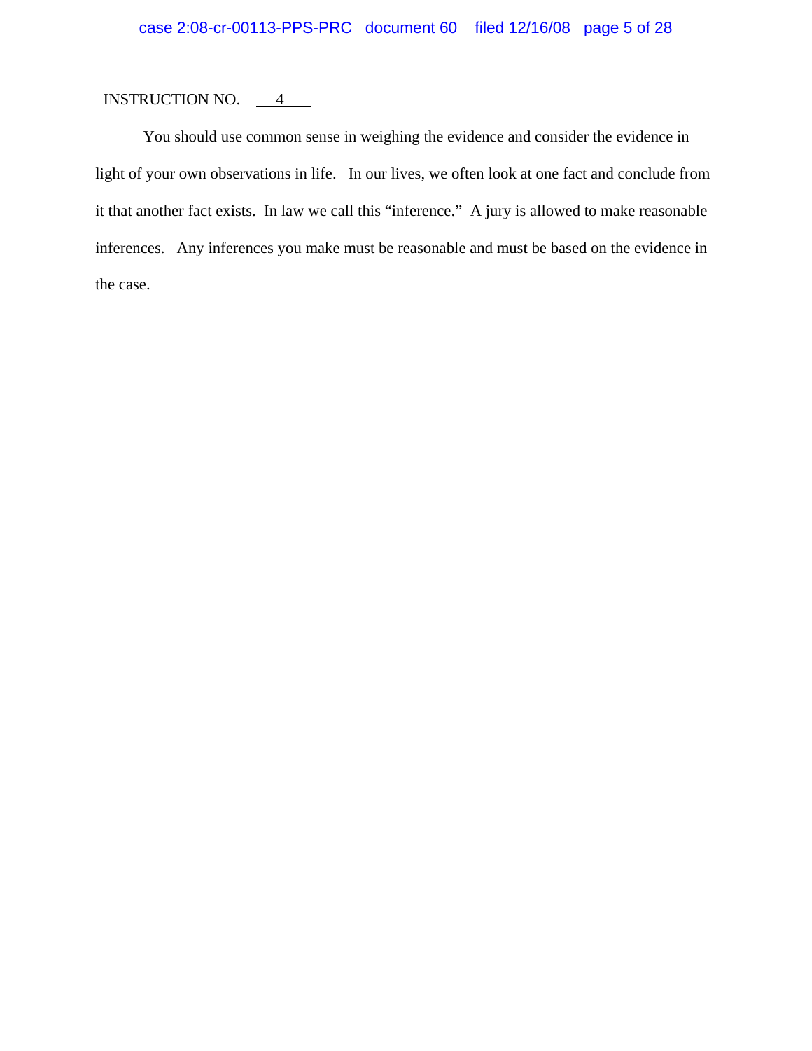INSTRUCTION NO. 4

You should use common sense in weighing the evidence and consider the evidence in light of your own observations in life. In our lives, we often look at one fact and conclude from it that another fact exists. In law we call this "inference." A jury is allowed to make reasonable inferences. Any inferences you make must be reasonable and must be based on the evidence in the case.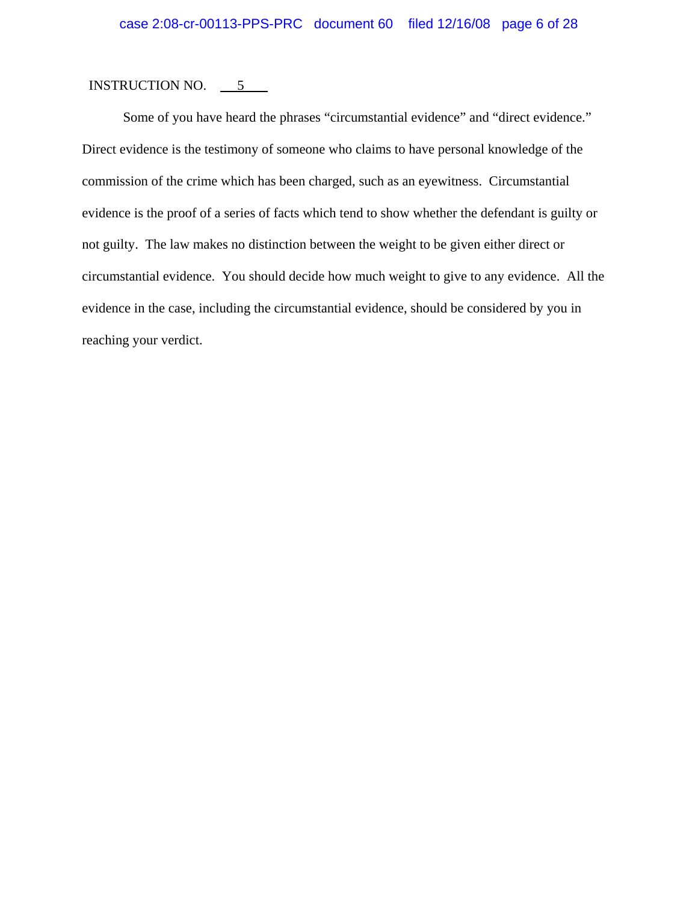INSTRUCTION NO. 5

Some of you have heard the phrases "circumstantial evidence" and "direct evidence." Direct evidence is the testimony of someone who claims to have personal knowledge of the commission of the crime which has been charged, such as an eyewitness. Circumstantial evidence is the proof of a series of facts which tend to show whether the defendant is guilty or not guilty. The law makes no distinction between the weight to be given either direct or circumstantial evidence. You should decide how much weight to give to any evidence. All the evidence in the case, including the circumstantial evidence, should be considered by you in reaching your verdict.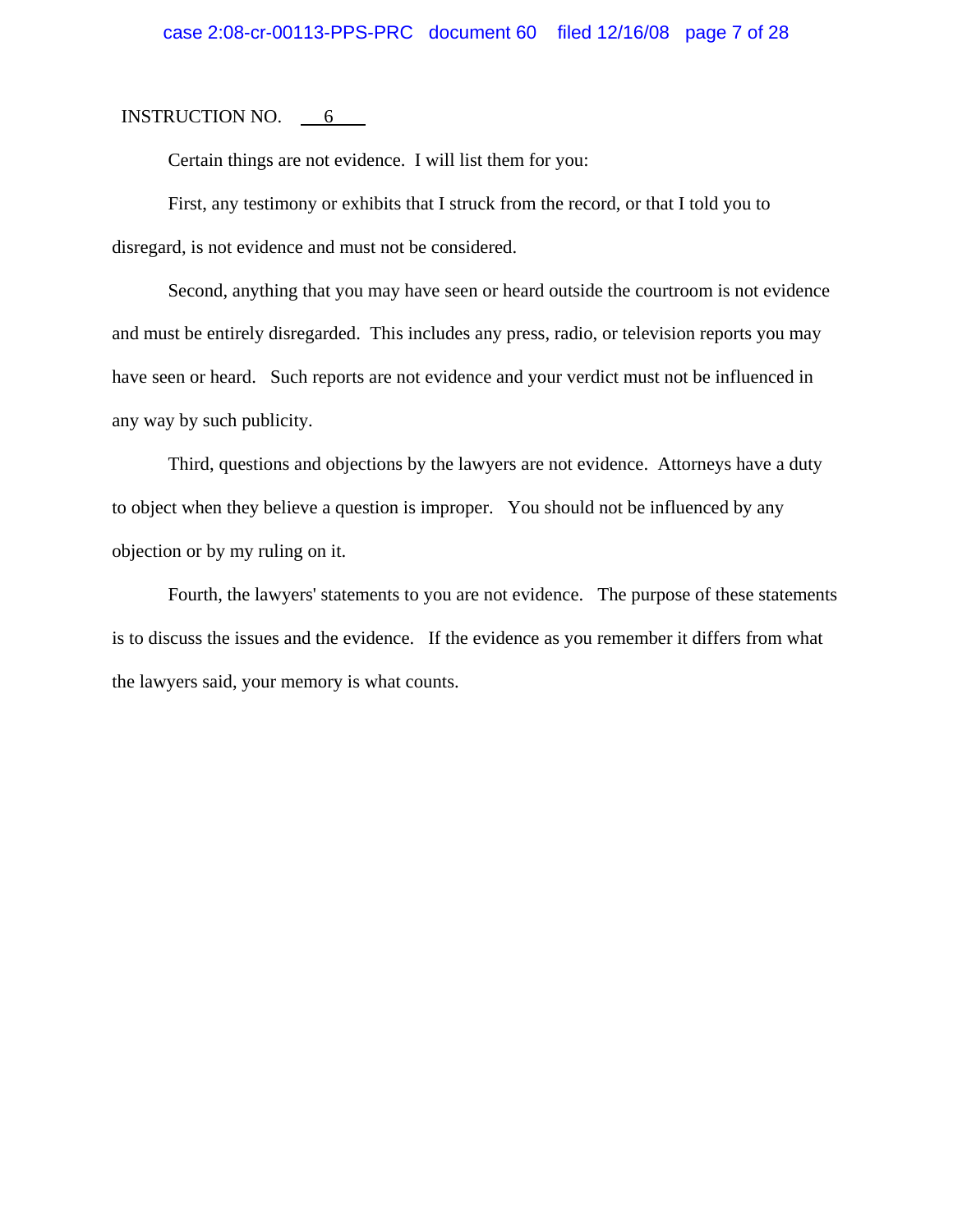INSTRUCTION NO. 6

Certain things are not evidence. I will list them for you:

First, any testimony or exhibits that I struck from the record, or that I told you to disregard, is not evidence and must not be considered.

Second, anything that you may have seen or heard outside the courtroom is not evidence and must be entirely disregarded. This includes any press, radio, or television reports you may have seen or heard. Such reports are not evidence and your verdict must not be influenced in any way by such publicity.

Third, questions and objections by the lawyers are not evidence. Attorneys have a duty to object when they believe a question is improper. You should not be influenced by any objection or by my ruling on it.

Fourth, the lawyers' statements to you are not evidence. The purpose of these statements is to discuss the issues and the evidence. If the evidence as you remember it differs from what the lawyers said, your memory is what counts.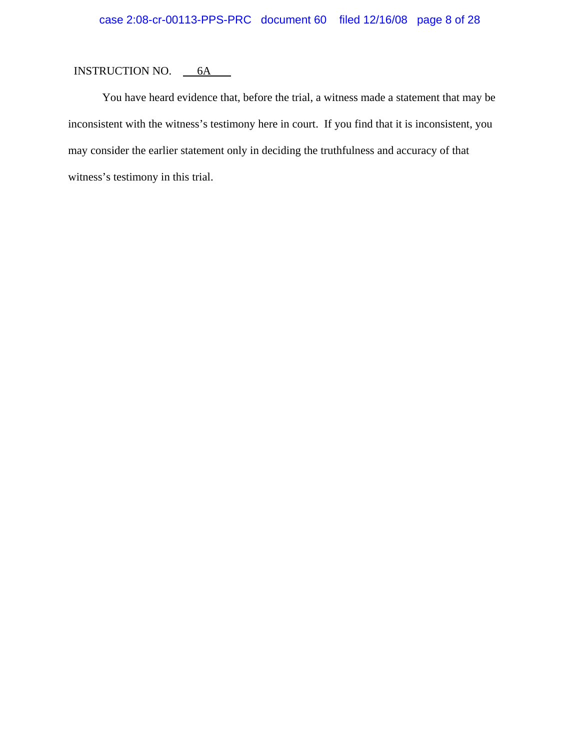INSTRUCTION NO. 6A

You have heard evidence that, before the trial, a witness made a statement that may be inconsistent with the witness's testimony here in court. If you find that it is inconsistent, you may consider the earlier statement only in deciding the truthfulness and accuracy of that witness's testimony in this trial.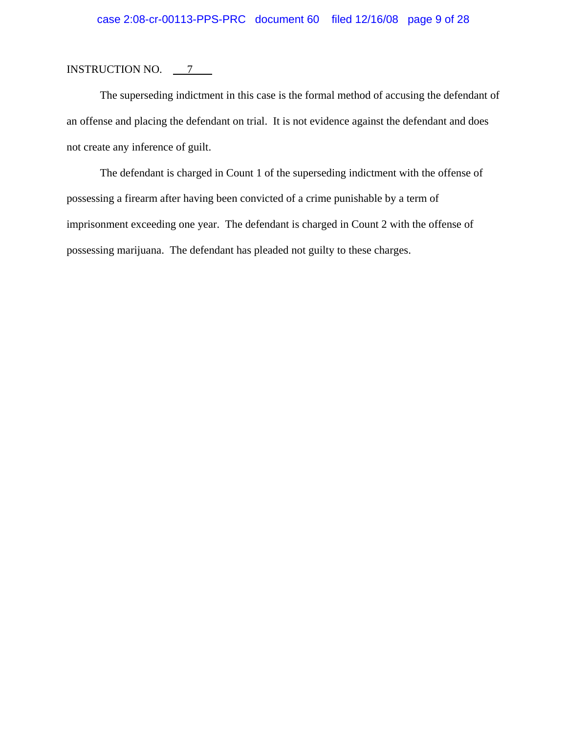INSTRUCTION NO. 7

The superseding indictment in this case is the formal method of accusing the defendant of an offense and placing the defendant on trial. It is not evidence against the defendant and does not create any inference of guilt.

The defendant is charged in Count 1 of the superseding indictment with the offense of possessing a firearm after having been convicted of a crime punishable by a term of imprisonment exceeding one year. The defendant is charged in Count 2 with the offense of possessing marijuana. The defendant has pleaded not guilty to these charges.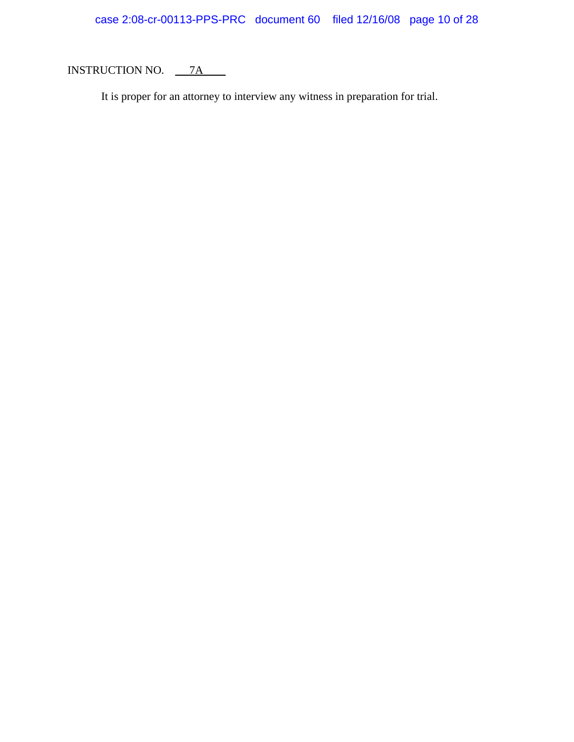INSTRUCTION NO. 7A

It is proper for an attorney to interview any witness in preparation for trial.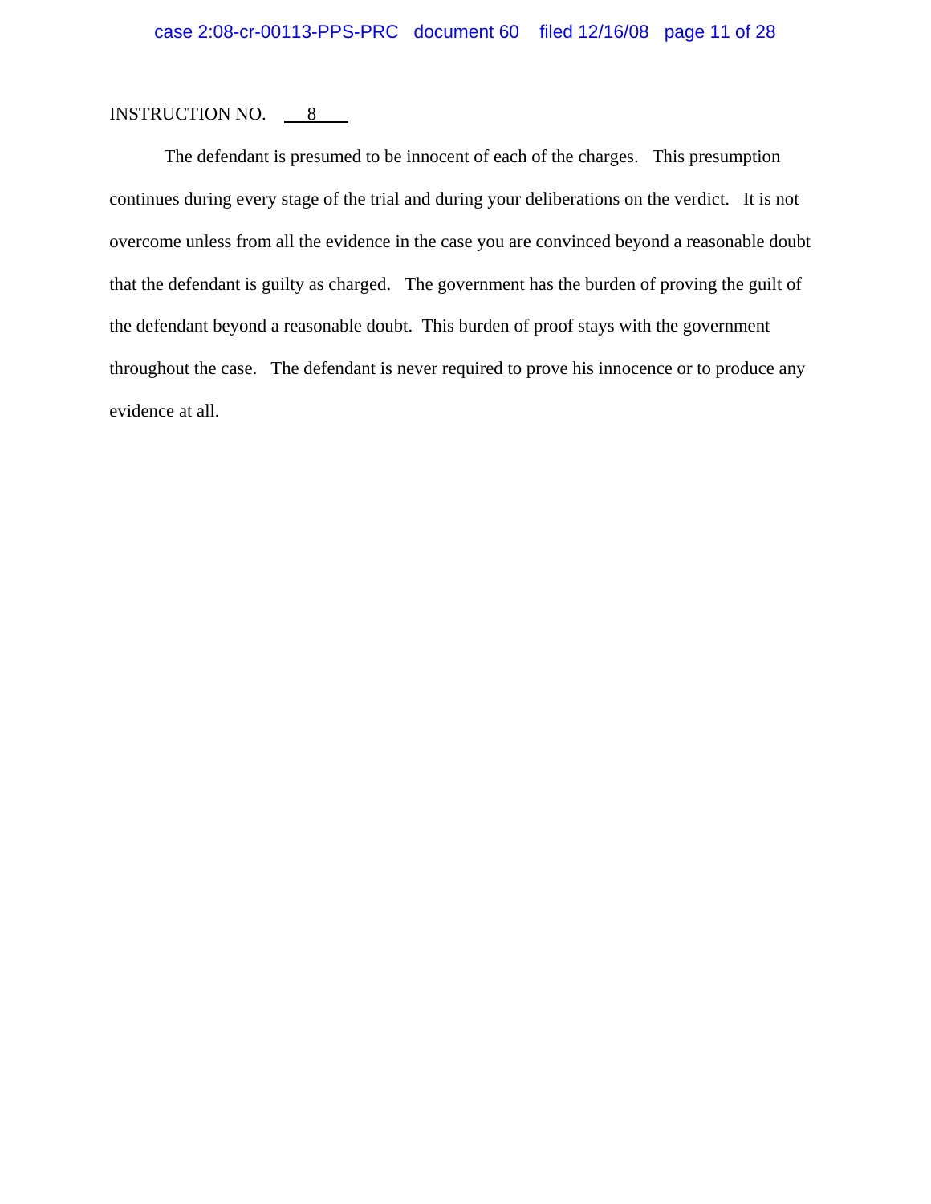INSTRUCTION NO. 8

The defendant is presumed to be innocent of each of the charges. This presumption continues during every stage of the trial and during your deliberations on the verdict. It is not overcome unless from all the evidence in the case you are convinced beyond a reasonable doubt that the defendant is guilty as charged. The government has the burden of proving the guilt of the defendant beyond a reasonable doubt. This burden of proof stays with the government throughout the case. The defendant is never required to prove his innocence or to produce any evidence at all.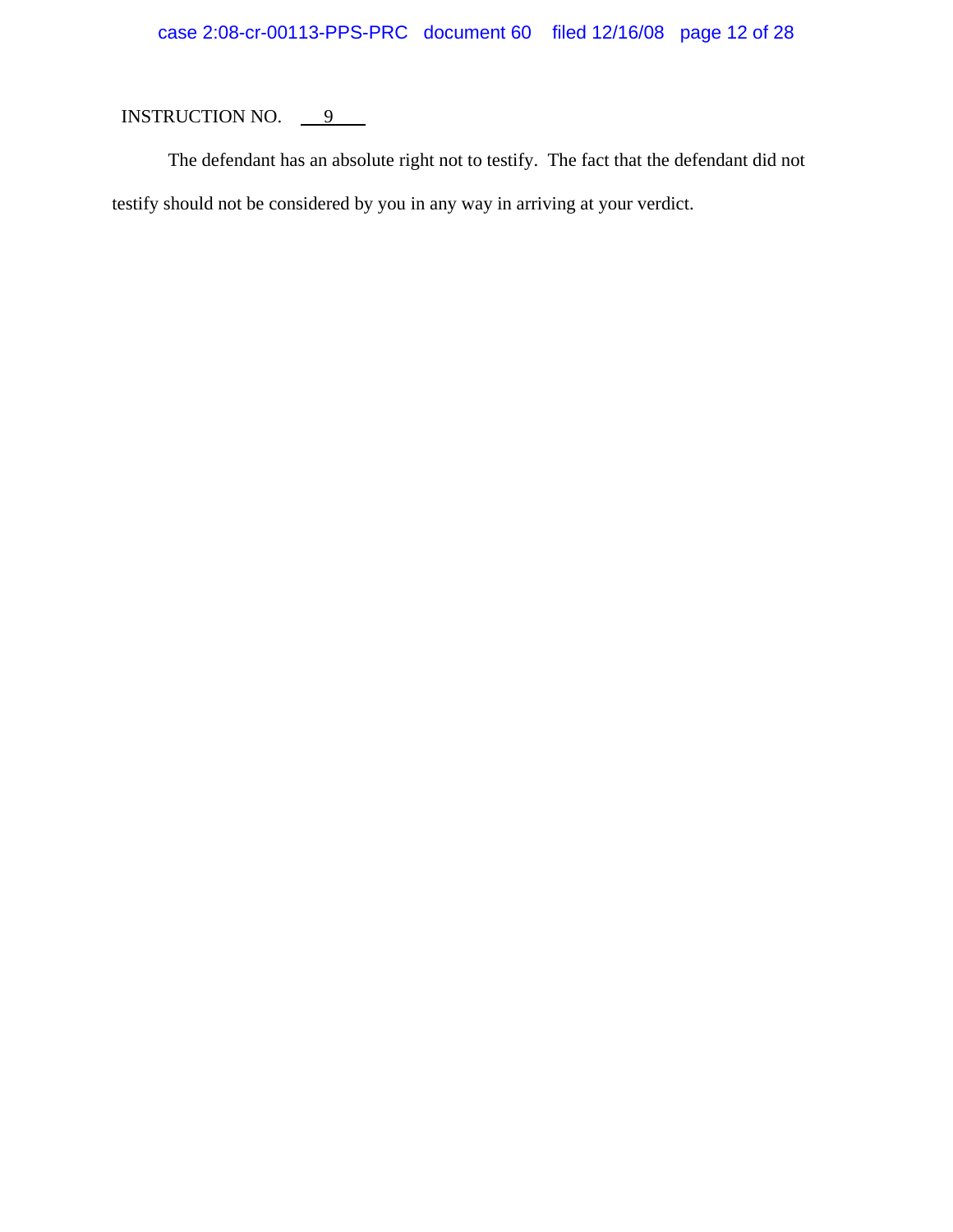INSTRUCTION NO. 9

The defendant has an absolute right not to testify. The fact that the defendant did not testify should not be considered by you in any way in arriving at your verdict.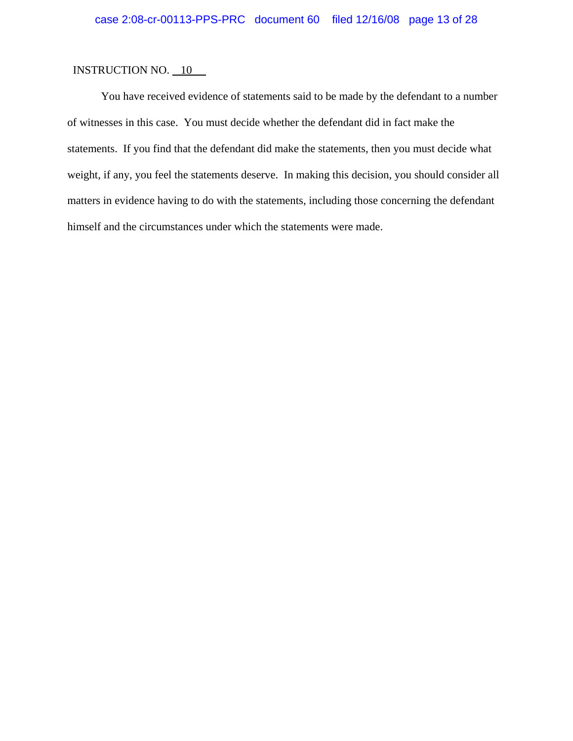INSTRUCTION NO. 10

You have received evidence of statements said to be made by the defendant to a number of witnesses in this case. You must decide whether the defendant did in fact make the statements. If you find that the defendant did make the statements, then you must decide what weight, if any, you feel the statements deserve. In making this decision, you should consider all matters in evidence having to do with the statements, including those concerning the defendant himself and the circumstances under which the statements were made.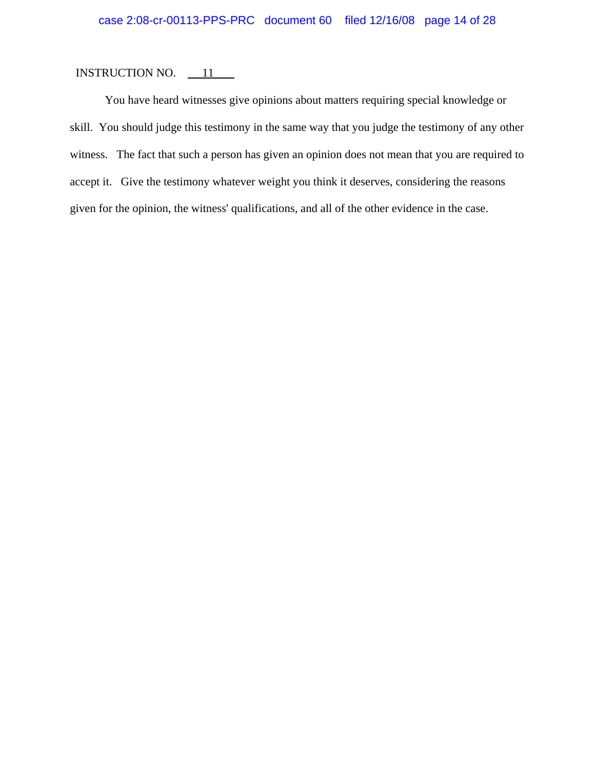INSTRUCTION NO. 11

You have heard witnesses give opinions about matters requiring special knowledge or skill. You should judge this testimony in the same way that you judge the testimony of any other witness. The fact that such a person has given an opinion does not mean that you are required to accept it. Give the testimony whatever weight you think it deserves, considering the reasons given for the opinion, the witness' qualifications, and all of the other evidence in the case.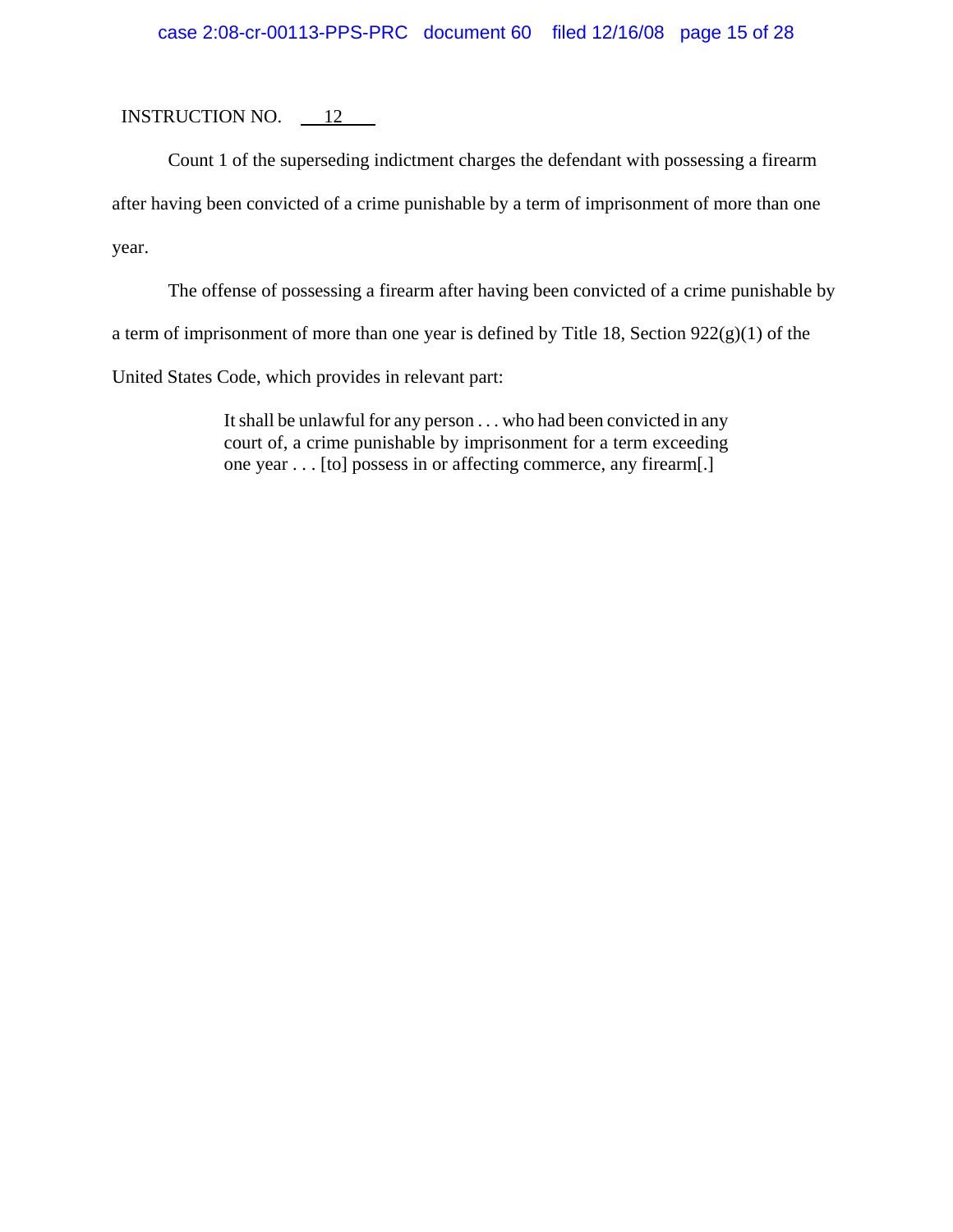INSTRUCTION NO. 12

Count 1 of the superseding indictment charges the defendant with possessing a firearm after having been convicted of a crime punishable by a term of imprisonment of more than one year.

The offense of possessing a firearm after having been convicted of a crime punishable by a term of imprisonment of more than one year is defined by Title 18, Section 922(g)(1) of the United States Code, which provides in relevant part:

> It shall be unlawful for any person . . . who had been convicted in any court of, a crime punishable by imprisonment for a term exceeding one year . . . [to] possess in or affecting commerce, any firearm[.]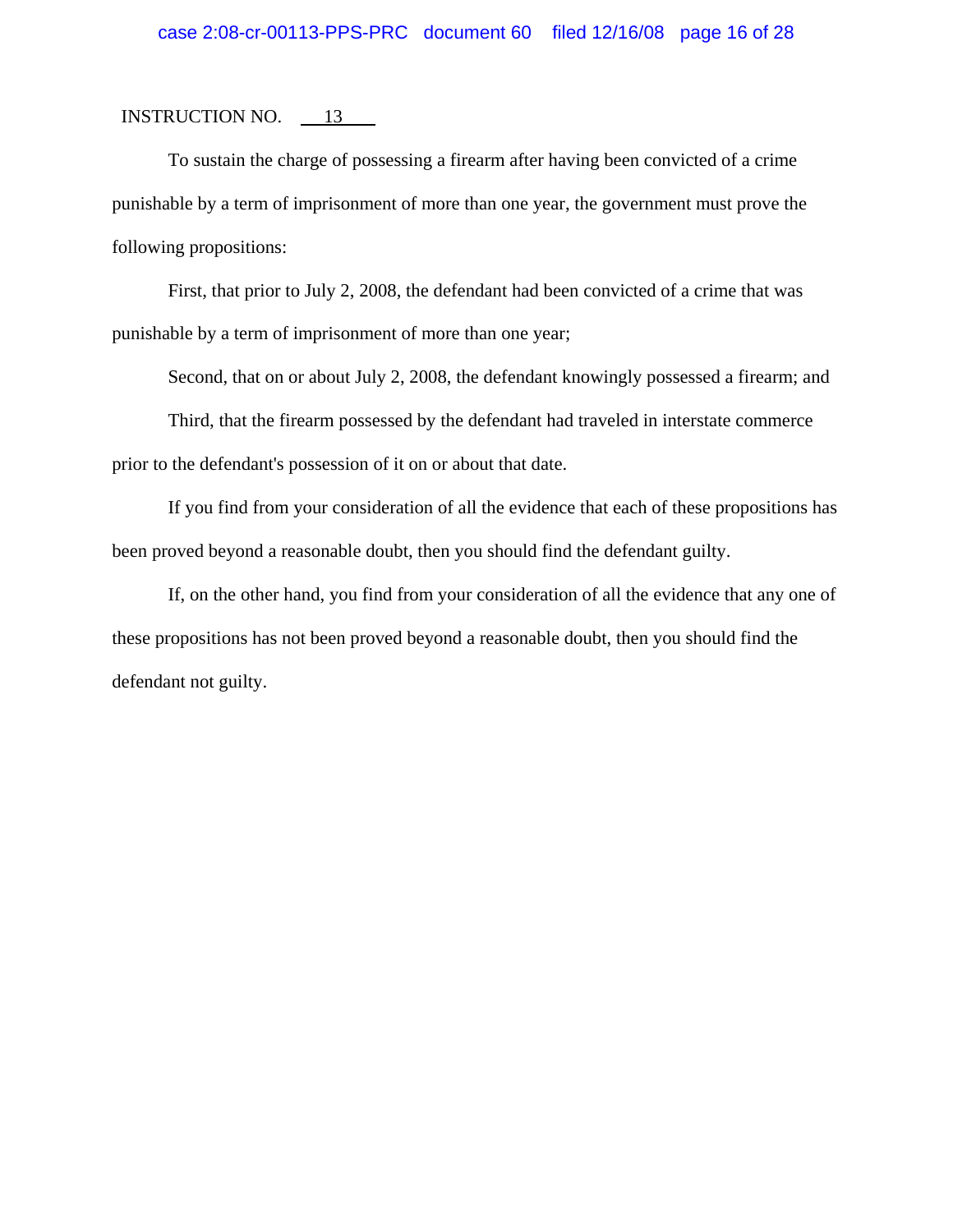INSTRUCTION NO. 13

To sustain the charge of possessing a firearm after having been convicted of a crime punishable by a term of imprisonment of more than one year, the government must prove the following propositions:

First, that prior to July 2, 2008, the defendant had been convicted of a crime that was punishable by a term of imprisonment of more than one year;

Second, that on or about July 2, 2008, the defendant knowingly possessed a firearm; and

Third, that the firearm possessed by the defendant had traveled in interstate commerce prior to the defendant's possession of it on or about that date.

If you find from your consideration of all the evidence that each of these propositions has been proved beyond a reasonable doubt, then you should find the defendant guilty.

If, on the other hand, you find from your consideration of all the evidence that any one of these propositions has not been proved beyond a reasonable doubt, then you should find the defendant not guilty.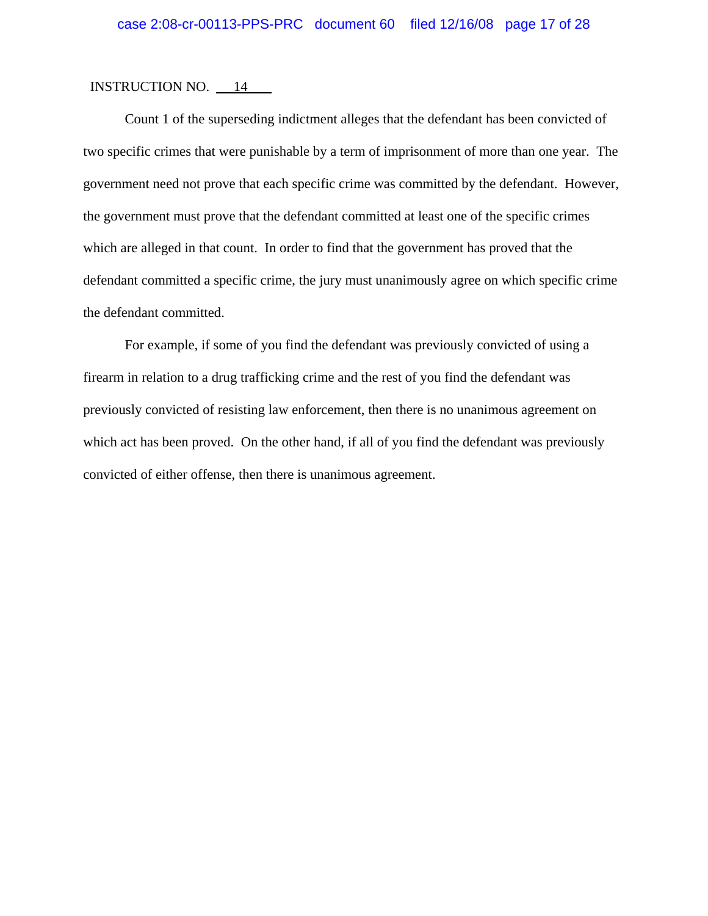INSTRUCTION NO. 14

Count 1 of the superseding indictment alleges that the defendant has been convicted of two specific crimes that were punishable by a term of imprisonment of more than one year. The government need not prove that each specific crime was committed by the defendant. However, the government must prove that the defendant committed at least one of the specific crimes which are alleged in that count. In order to find that the government has proved that the defendant committed a specific crime, the jury must unanimously agree on which specific crime the defendant committed.

For example, if some of you find the defendant was previously convicted of using a firearm in relation to a drug trafficking crime and the rest of you find the defendant was previously convicted of resisting law enforcement, then there is no unanimous agreement on which act has been proved. On the other hand, if all of you find the defendant was previously convicted of either offense, then there is unanimous agreement.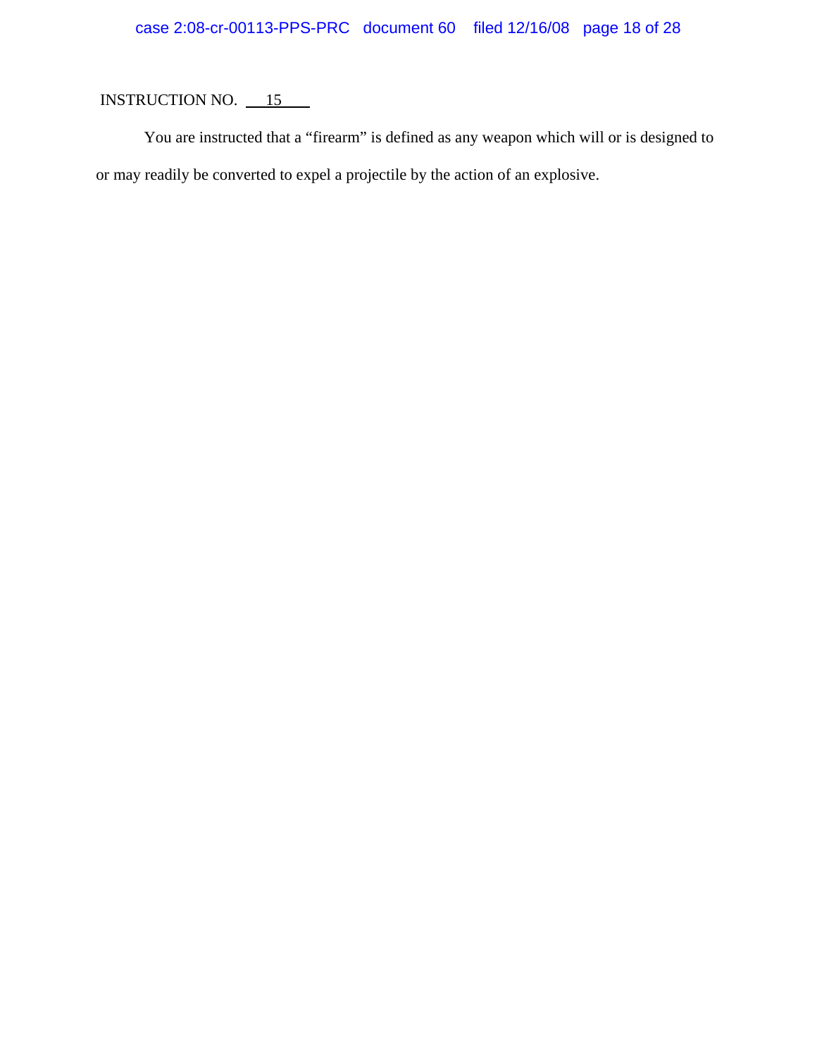INSTRUCTION NO. 15

You are instructed that a "firearm" is defined as any weapon which will or is designed to or may readily be converted to expel a projectile by the action of an explosive.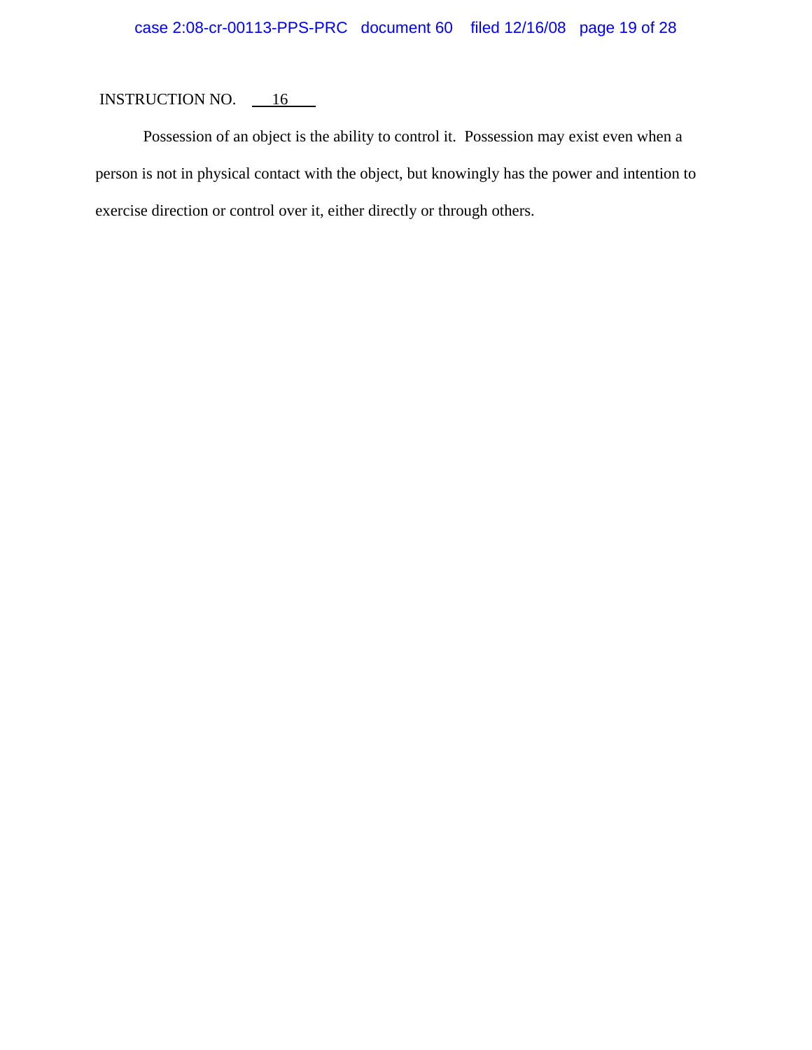INSTRUCTION NO. 16

Possession of an object is the ability to control it. Possession may exist even when a person is not in physical contact with the object, but knowingly has the power and intention to exercise direction or control over it, either directly or through others.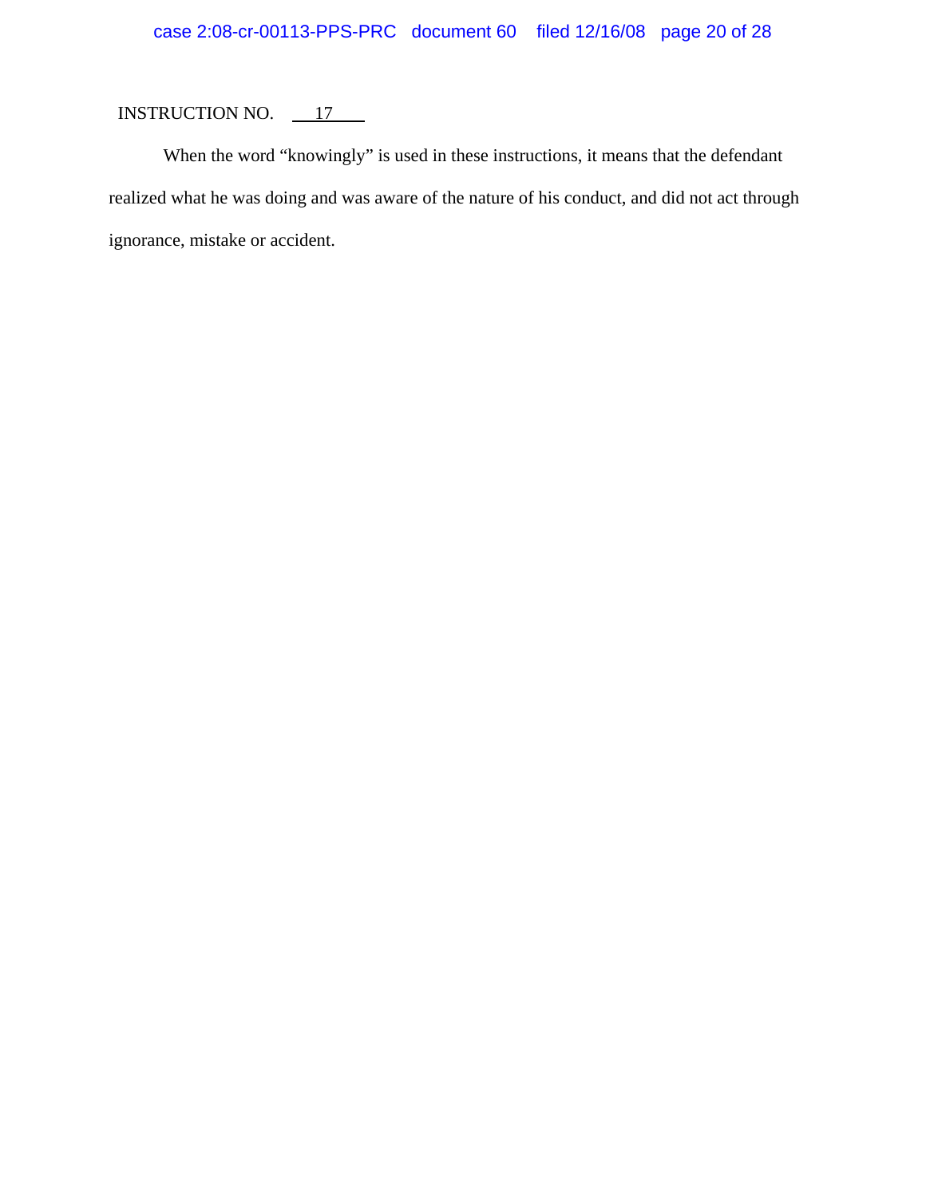INSTRUCTION NO. 17

When the word "knowingly" is used in these instructions, it means that the defendant realized what he was doing and was aware of the nature of his conduct, and did not act through ignorance, mistake or accident.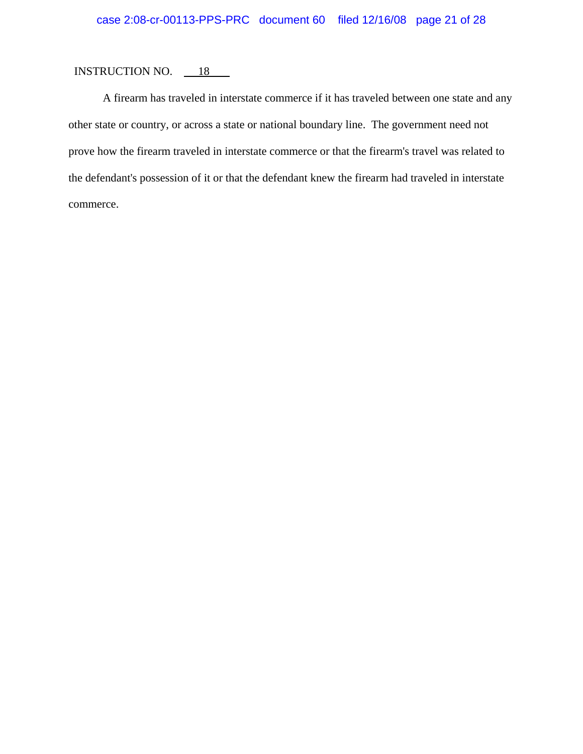INSTRUCTION NO. 18

A firearm has traveled in interstate commerce if it has traveled between one state and any other state or country, or across a state or national boundary line. The government need not prove how the firearm traveled in interstate commerce or that the firearm's travel was related to the defendant's possession of it or that the defendant knew the firearm had traveled in interstate commerce.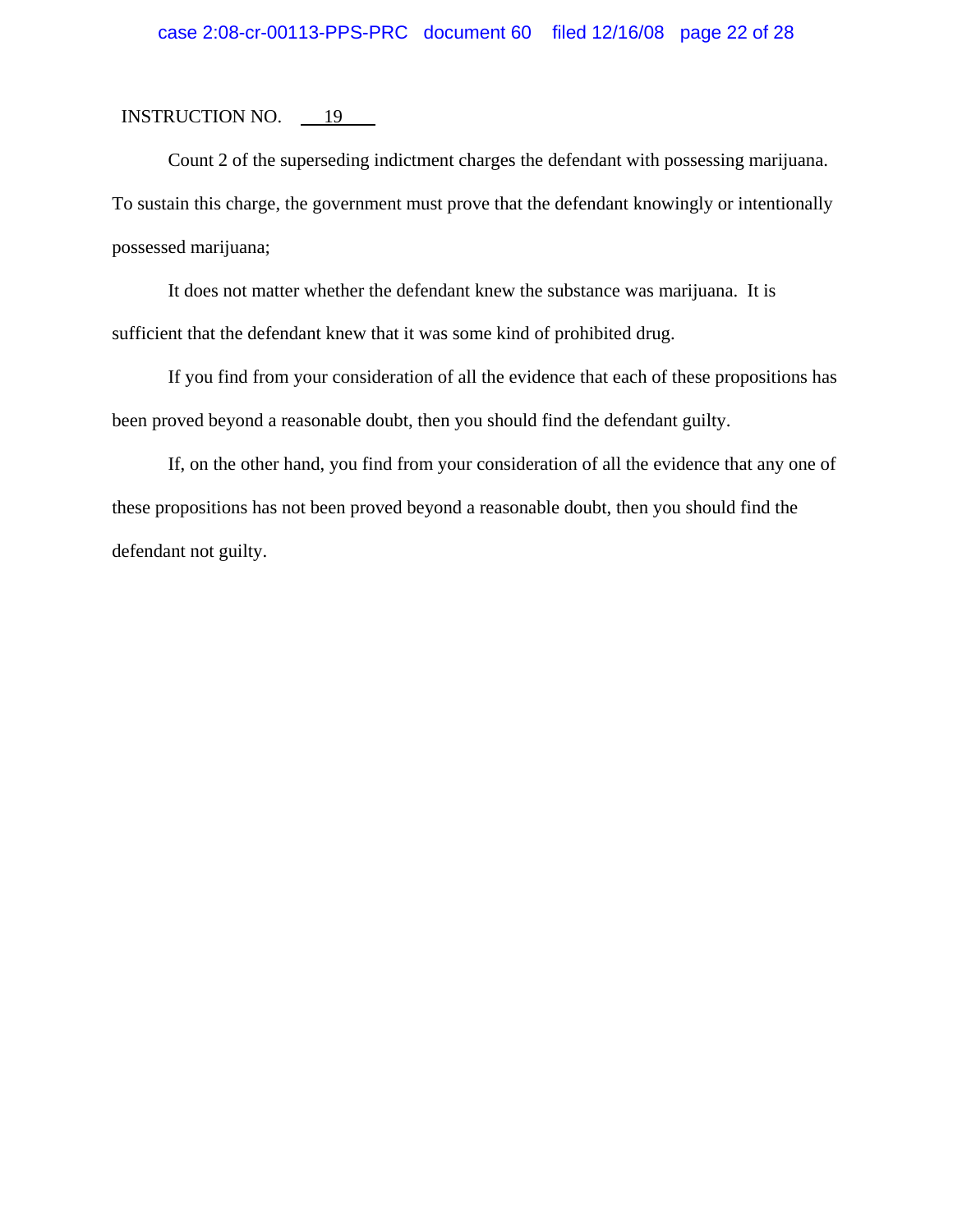INSTRUCTION NO. 19

Count 2 of the superseding indictment charges the defendant with possessing marijuana. To sustain this charge, the government must prove that the defendant knowingly or intentionally possessed marijuana;

It does not matter whether the defendant knew the substance was marijuana. It is sufficient that the defendant knew that it was some kind of prohibited drug.

If you find from your consideration of all the evidence that each of these propositions has been proved beyond a reasonable doubt, then you should find the defendant guilty.

If, on the other hand, you find from your consideration of all the evidence that any one of these propositions has not been proved beyond a reasonable doubt, then you should find the defendant not guilty.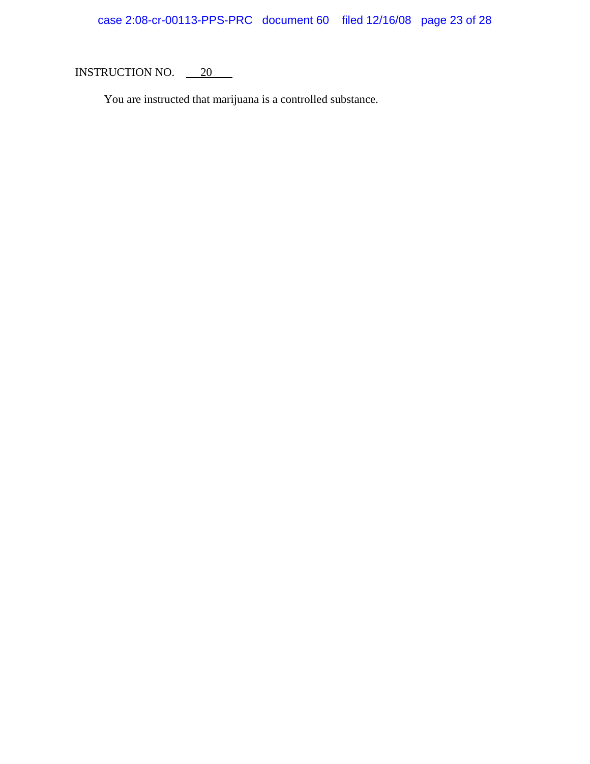INSTRUCTION NO. 20

You are instructed that marijuana is a controlled substance.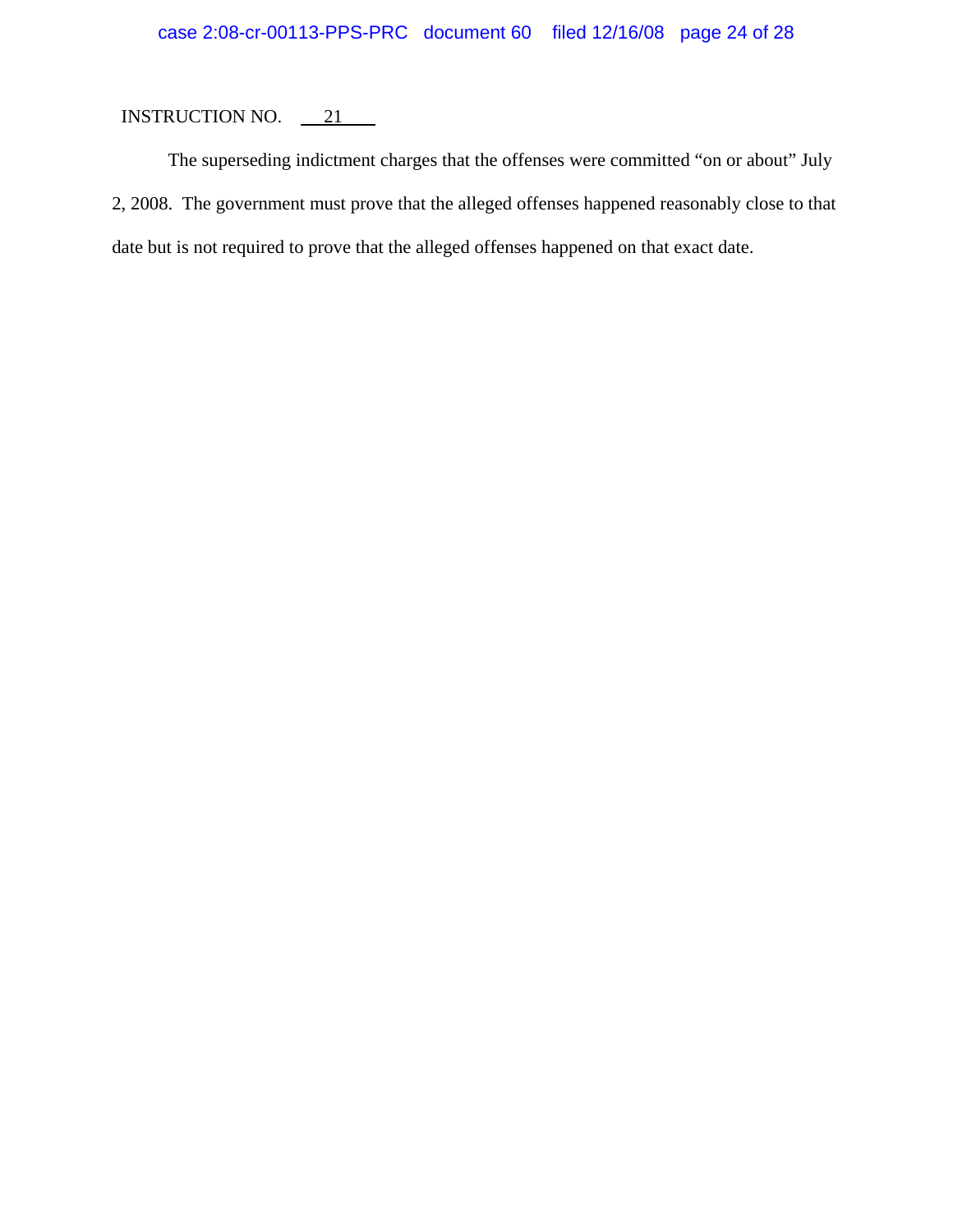INSTRUCTION NO. 21

The superseding indictment charges that the offenses were committed "on or about" July 2, 2008. The government must prove that the alleged offenses happened reasonably close to that date but is not required to prove that the alleged offenses happened on that exact date.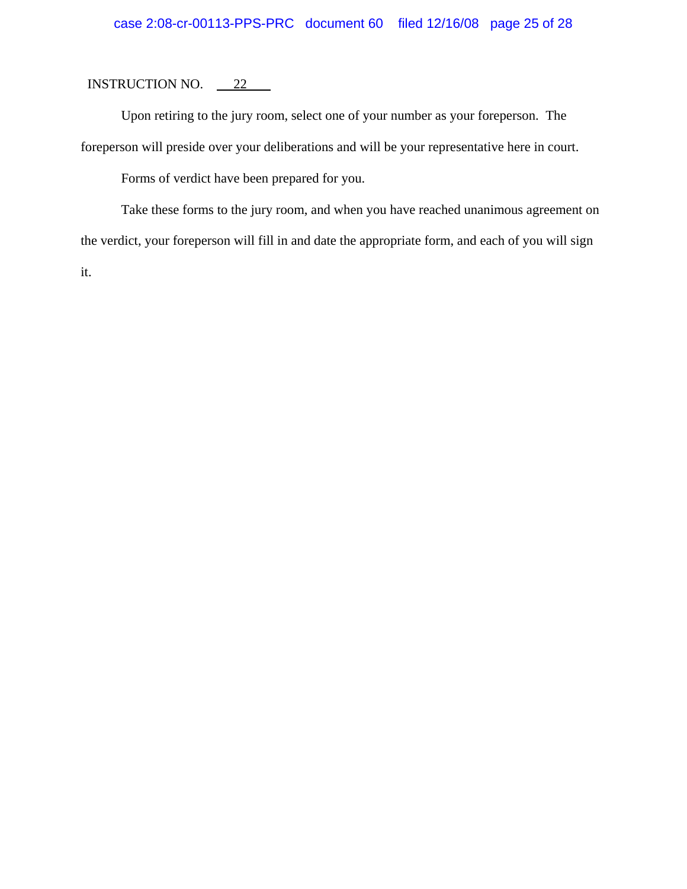INSTRUCTION NO. 22

Upon retiring to the jury room, select one of your number as your foreperson. The foreperson will preside over your deliberations and will be your representative here in court.

Forms of verdict have been prepared for you.

Take these forms to the jury room, and when you have reached unanimous agreement on the verdict, your foreperson will fill in and date the appropriate form, and each of you will sign it.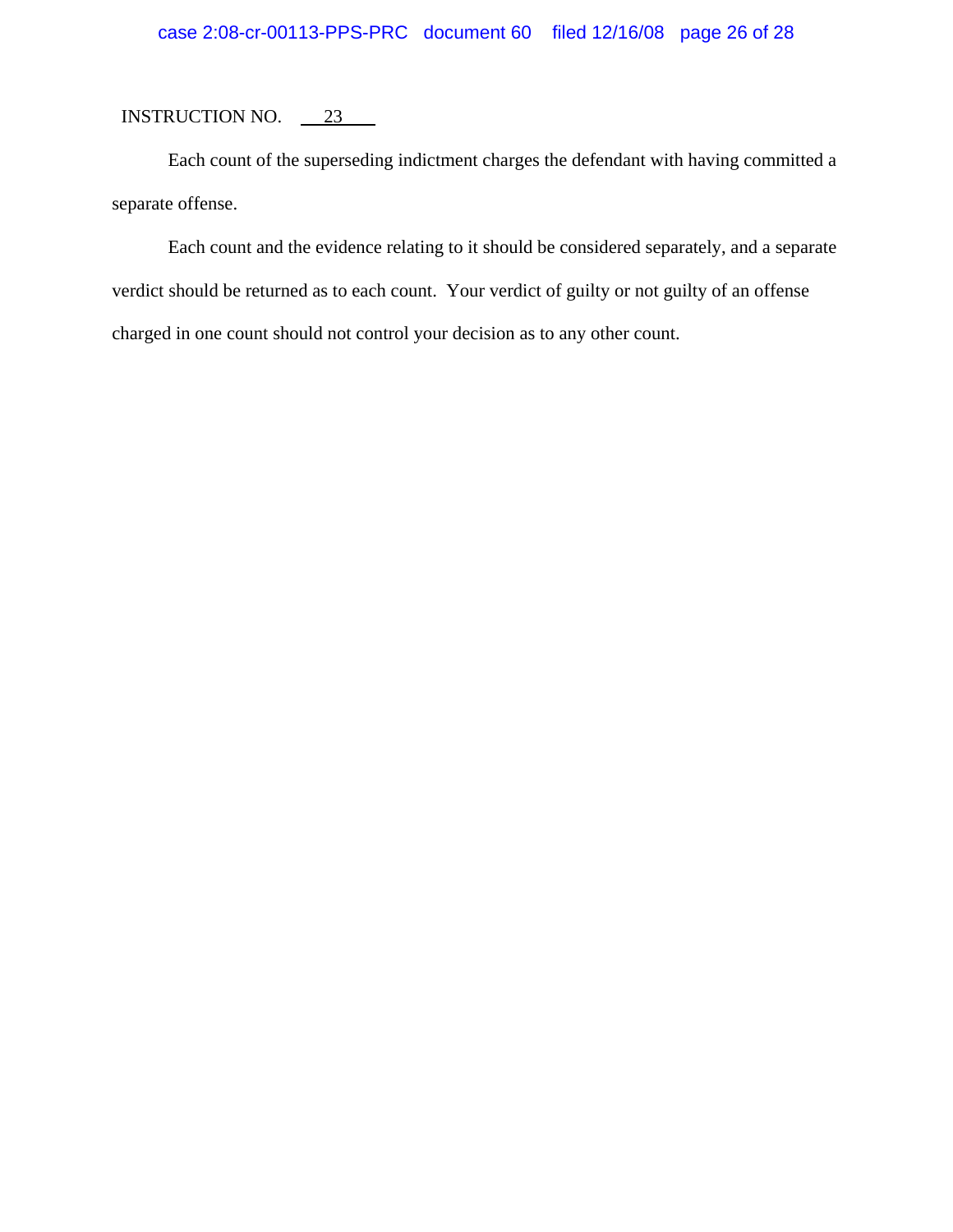INSTRUCTION NO. 23

Each count of the superseding indictment charges the defendant with having committed a separate offense.

Each count and the evidence relating to it should be considered separately, and a separate verdict should be returned as to each count. Your verdict of guilty or not guilty of an offense charged in one count should not control your decision as to any other count.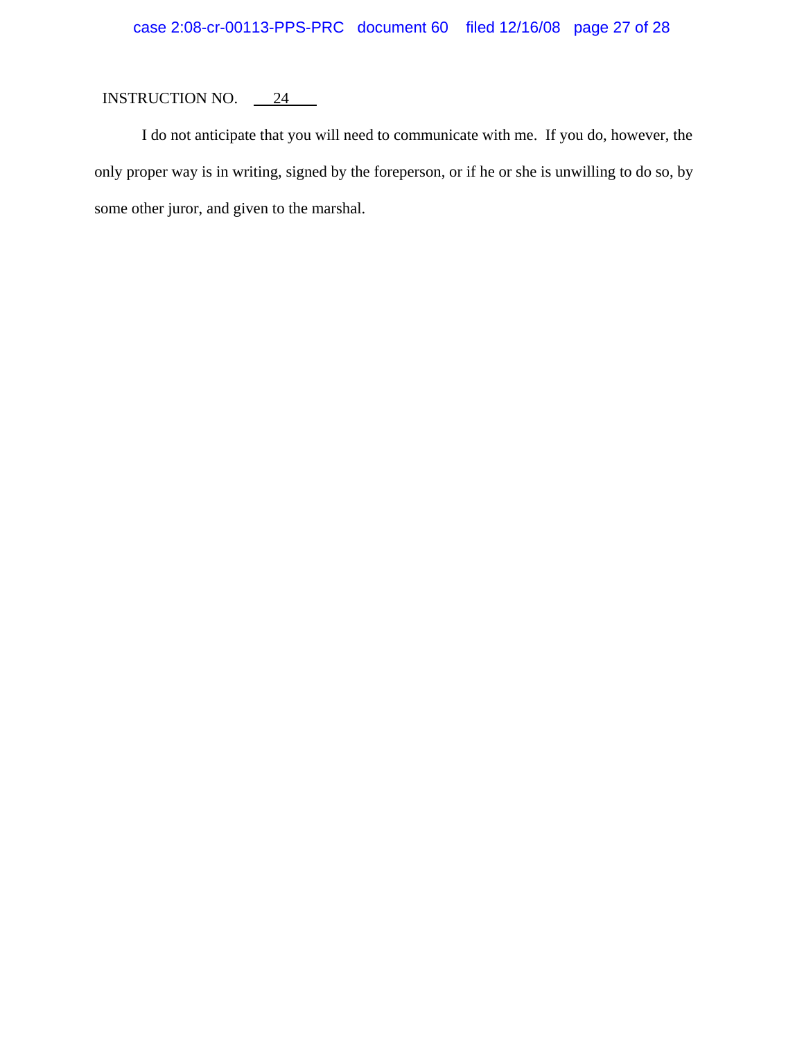INSTRUCTION NO. 24

I do not anticipate that you will need to communicate with me. If you do, however, the only proper way is in writing, signed by the foreperson, or if he or she is unwilling to do so, by some other juror, and given to the marshal.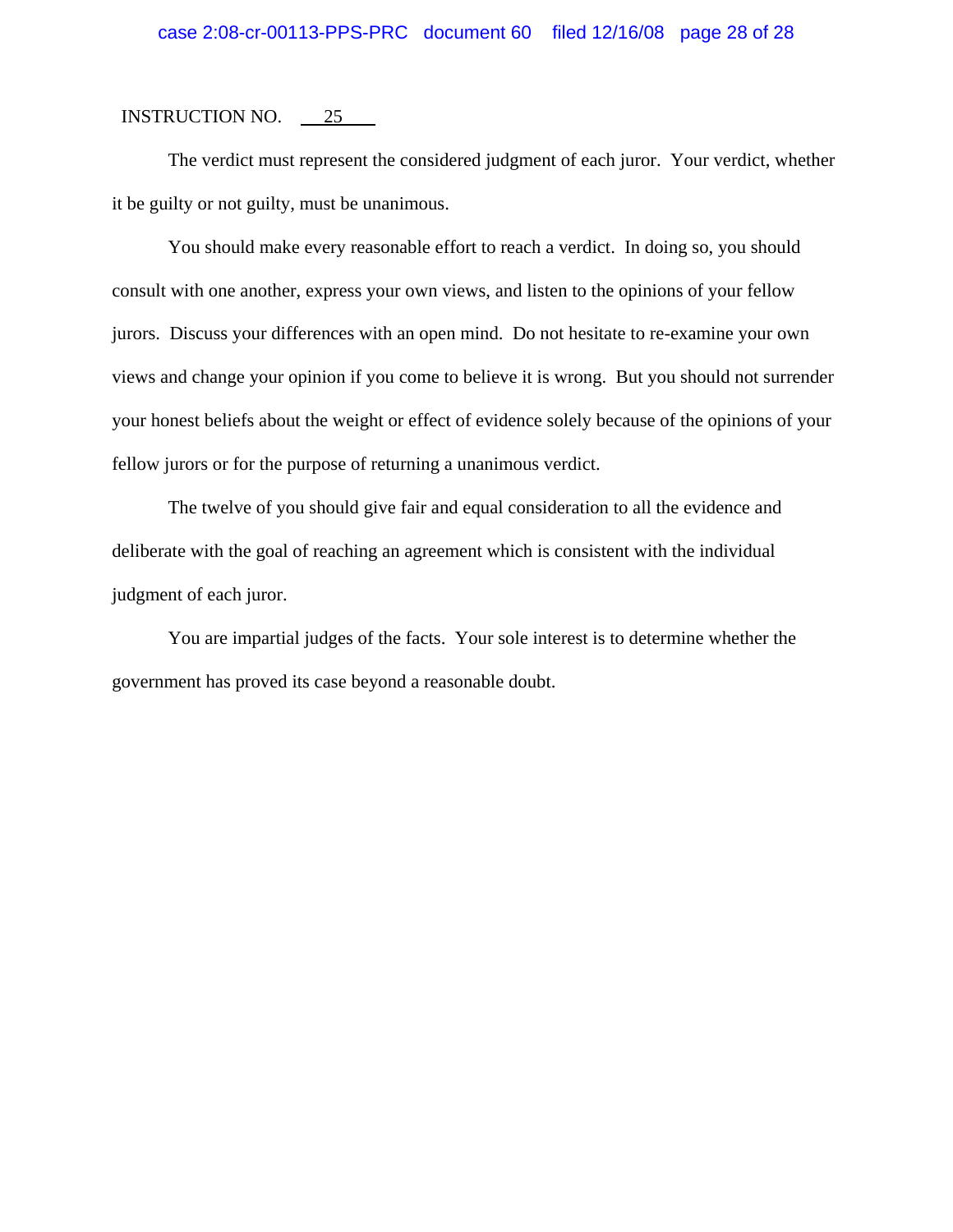INSTRUCTION NO. 25

The verdict must represent the considered judgment of each juror. Your verdict, whether it be guilty or not guilty, must be unanimous.

You should make every reasonable effort to reach a verdict. In doing so, you should consult with one another, express your own views, and listen to the opinions of your fellow jurors. Discuss your differences with an open mind. Do not hesitate to re-examine your own views and change your opinion if you come to believe it is wrong. But you should not surrender your honest beliefs about the weight or effect of evidence solely because of the opinions of your fellow jurors or for the purpose of returning a unanimous verdict.

The twelve of you should give fair and equal consideration to all the evidence and deliberate with the goal of reaching an agreement which is consistent with the individual judgment of each juror.

You are impartial judges of the facts. Your sole interest is to determine whether the government has proved its case beyond a reasonable doubt.